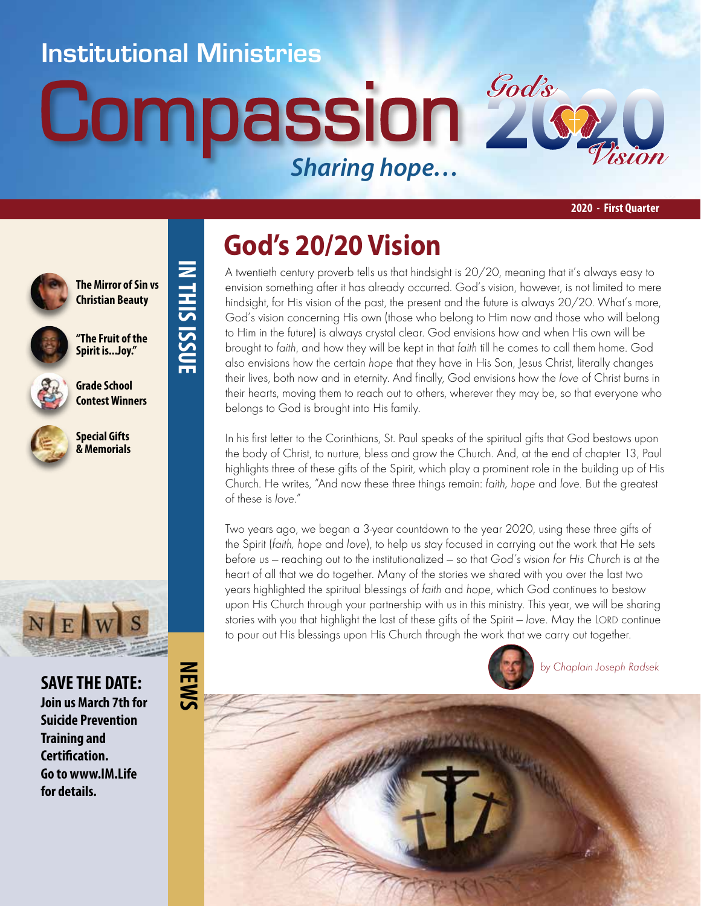# Institutional Ministries

# Compassion

*Sharing hope...*

God's 2020 Vision

**2020 - First Quarter**

## IN THIS ISSUE

- **The Mirror of Sin vs Christian Beauty**
- **"The Fruit of the Spirit is...Joy."**
- **Grade School Contest Winners**
- **Special Gifts & Memorials**

## God's 20/20 Vision

A twentieth century proverb tells us that hindsight is 20/20, meaning that it's always easy to envision something after it has already occurred. God's vision, however, is not limited to mere hindsight, for His vision of the past, the present and the future is always 20/20. What's more, God's vision concerning His own (those who belong to Him now and those who will belong to Him in the future) is always crystal clear. God envisions how and when His own will be brought to *faith*, and how they will be kept in that *faith* till he comes to call them home. God also envisions how the certain *hope* that they have in His Son, Jesus Christ, literally changes their lives, both now and in eternity. And finally, God envisions how the *love* of Christ burns in their hearts, moving them to reach out to others, wherever they may be, so that everyone who belongs to God is brought into His family.

In his first letter to the Corinthians, St. Paul speaks of the spiritual gifts that God bestows upon the body of Christ, to nurture, bless and grow the Church. And, at the end of chapter 13, Paul highlights three of these gifts of the Spirit, which play a prominent role in the building up of His Church. He writes, "And now these three things remain: *faith, hope* and *love*. But the greatest of these is *love*."

Two years ago, we began a 3-year countdown to the year 2020, using these three gifts of the Spirit (*faith, hope* and *love*), to help us stay focused in carrying out the work that He sets before us – reaching out to the institutionalized – so that *God's vision for His Church* is at the heart of all that we do together. Many of the stories we shared with you over the last two years highlighted the spiritual blessings of *faith* and *hope*, which God continues to bestow upon His Church through your partnership with us in this ministry. This year, we will be sharing stories with you that highlight the last of these gifts of the Spirit – *love*. May the LORD continue to pour out His blessings upon His Church through the work that we carry out together.

*by Chaplain Joseph Radsek*

## NEWS

**SAVE THE DATE: Join us March 7th for Suicide Prevention Training and Certification. Go to www.IM.Life for details.**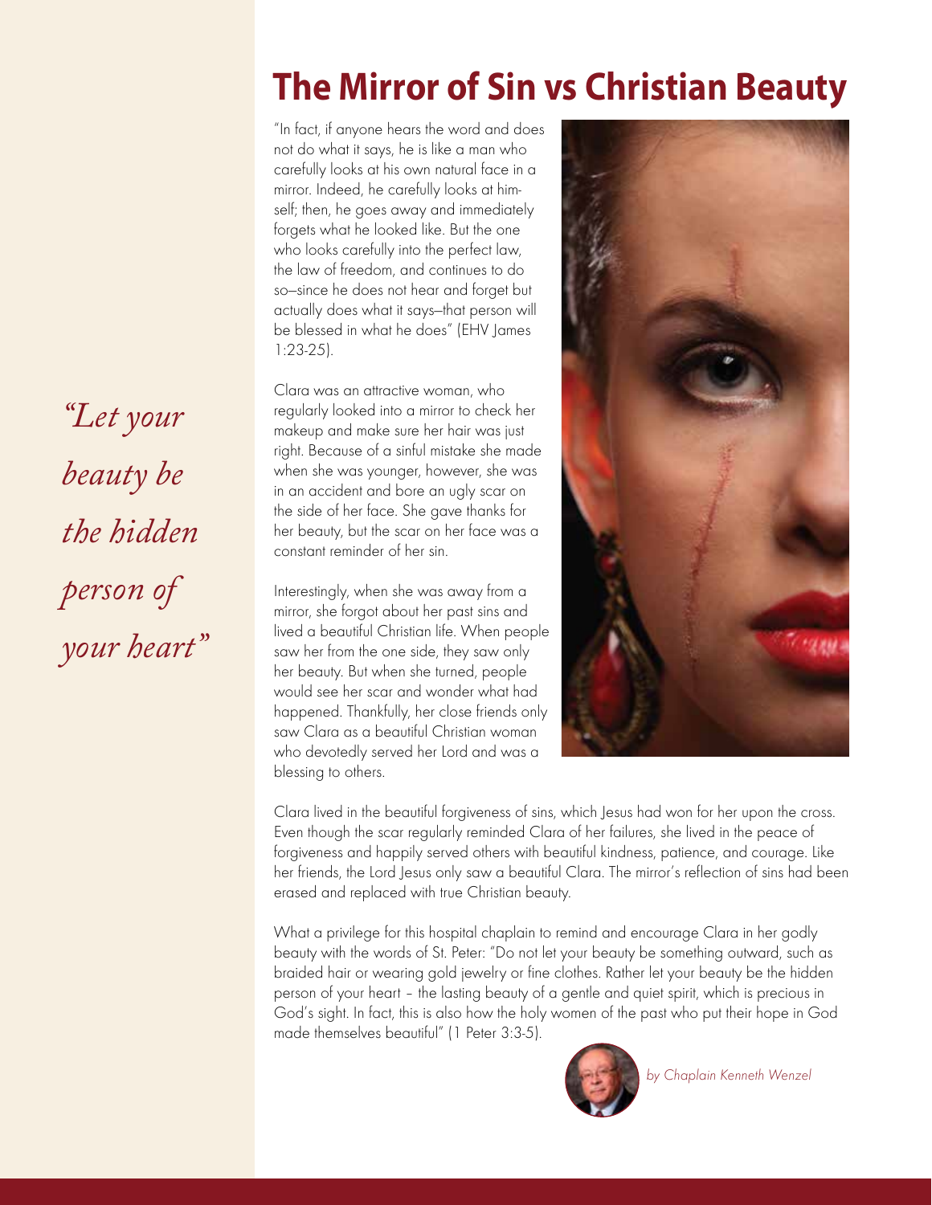# The Mirror of Sin vs Christian Beauty

*"Let your beauty be the hidden person of your heart"*

"In fact, if anyone hears the word and does not do what it says, he is like a man who carefully looks at his own natural face in a mirror. Indeed, he carefully looks at himself; then, he goes away and immediately forgets what he looked like. But the one who looks carefully into the perfect law, the law of freedom, and continues to do so—since he does not hear and forget but actually does what it says—that person will be blessed in what he does" (EHV James 1:23-25).

Clara was an attractive woman, who regularly looked into a mirror to check her makeup and make sure her hair was just right. Because of a sinful mistake she made when she was younger, however, she was in an accident and bore an ugly scar on the side of her face. She gave thanks for her beauty, but the scar on her face was a constant reminder of her sin.

Interestingly, when she was away from a mirror, she forgot about her past sins and lived a beautiful Christian life. When people saw her from the one side, they saw only her beauty. But when she turned, people would see her scar and wonder what had happened. Thankfully, her close friends only saw Clara as a beautiful Christian woman who devotedly served her Lord and was a blessing to others.

Clara lived in the beautiful forgiveness of sins, which Jesus had won for her upon the cross. Even though the scar regularly reminded Clara of her failures, she lived in the peace of forgiveness and happily served others with beautiful kindness, patience, and courage. Like her friends, the Lord Jesus only saw a beautiful Clara. The mirror's reflection of sins had been erased and replaced with true Christian beauty.

What a privilege for this hospital chaplain to remind and encourage Clara in her godly beauty with the words of St. Peter: "Do not let your beauty be something outward, such as braided hair or wearing gold jewelry or fine clothes. Rather let your beauty be the hidden person of your heart – the lasting beauty of a gentle and quiet spirit, which is precious in God's sight. In fact, this is also how the holy women of the past who put their hope in God made themselves beautiful" (1 Peter 3:3-5).

*by Chaplain Kenneth Wenzel*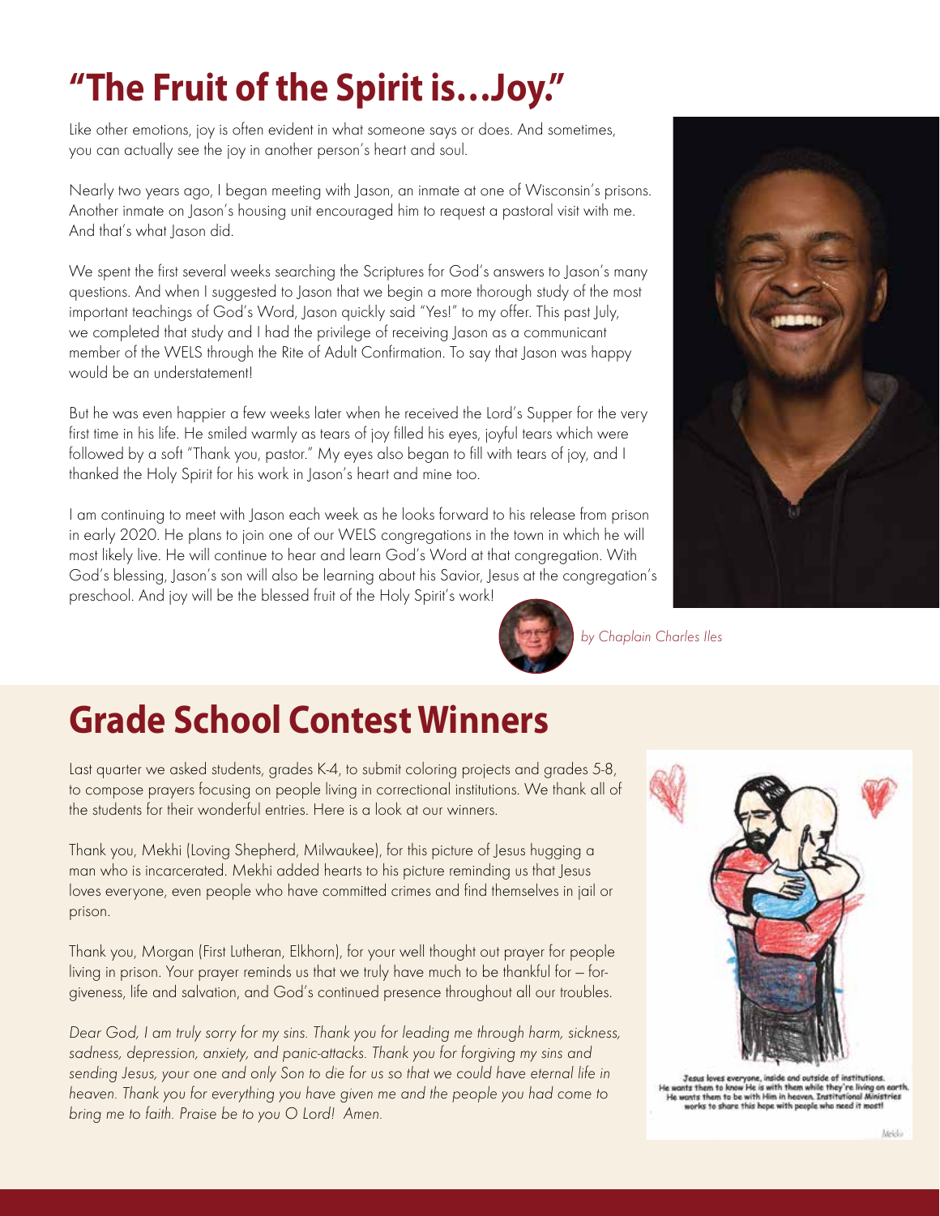# "The Fruit of the Spirit is…Joy."

Like other emotions, joy is often evident in what someone says or does. And sometimes, you can actually see the joy in another person's heart and soul.

Nearly two years ago, I began meeting with Jason, an inmate at one of Wisconsin's prisons. Another inmate on Jason's housing unit encouraged him to request a pastoral visit with me. And that's what Jason did.

We spent the first several weeks searching the Scriptures for God's answers to Jason's many questions. And when I suggested to Jason that we begin a more thorough study of the most important teachings of God's Word, Jason quickly said "Yes!" to my offer. This past July, we completed that study and I had the privilege of receiving Jason as a communicant member of the WELS through the Rite of Adult Confirmation. To say that Jason was happy would be an understatement!

But he was even happier a few weeks later when he received the Lord's Supper for the very first time in his life. He smiled warmly as tears of joy filled his eyes, joyful tears which were followed by a soft "Thank you, pastor." My eyes also began to fill with tears of joy, and I thanked the Holy Spirit for his work in Jason's heart and mine too.

I am continuing to meet with Jason each week as he looks forward to his release from prison in early 2020. He plans to join one of our WELS congregations in the town in which he will most likely live. He will continue to hear and learn God's Word at that congregation. With God's blessing, Jason's son will also be learning about his Savior, Jesus at the congregation's preschool. And joy will be the blessed fruit of the Holy Spirit's work!

*by Chaplain Charles Iles*

# Grade School Contest Winners

Last quarter we asked students, grades K-4, to submit coloring projects and grades 5-8, to compose prayers focusing on people living in correctional institutions. We thank all of the students for their wonderful entries. Here is a look at our winners.

Thank you, Mekhi (Loving Shepherd, Milwaukee), for this picture of Jesus hugging a man who is incarcerated. Mekhi added hearts to his picture reminding us that Jesus loves everyone, even people who have committed crimes and find themselves in jail or prison.

Thank you, Morgan (First Lutheran, Elkhorn), for your well thought out prayer for people living in prison. Your prayer reminds us that we truly have much to be thankful for – forgiveness, life and salvation, and God's continued presence throughout all our troubles.

*Dear God, I am truly sorry for my sins. Thank you for leading me through harm, sickness, sadness, depression, anxiety, and panic-attacks. Thank you for forgiving my sins and sending Jesus, your one and only Son to die for us so that we could have eternal life in heaven. Thank you for everything you have given me and the people you had come to bring me to faith. Praise be to you O Lord! Amen.*

Jesus loves everyone, inside and outside of institutions. He wants them to know He is with them while they're living on earth. He wants them to be with Him in heaven. Institutional Ministries works to share this hope with people who need it most!

Mekhi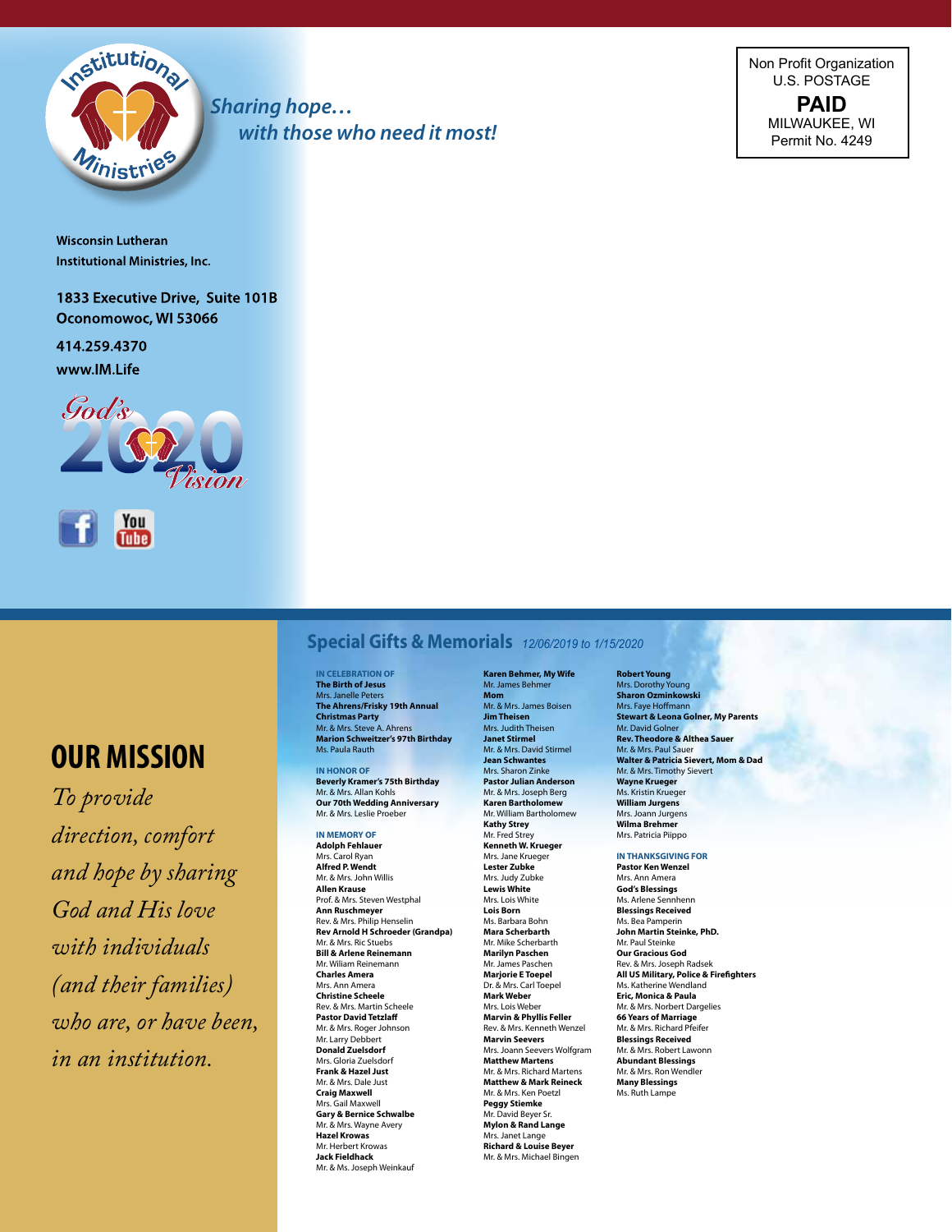Institutional Ministries

*Sharing hope… with those who need it most!*

Non Profit Organization
U.S. POSTAGE
**PAID**
MILWAUKEE, WI
Permit No. 4249

**Wisconsin Lutheran Institutional Ministries, Inc.**

**1833 Executive Drive, Suite 101B**
**Oconomowoc, WI 53066**

**414.259.4370**
**www.IM.Life**

God's 2020 Vision

# OUR MISSION

*To provide direction, comfort and hope by sharing God and His love with individuals (and their families) who are, or have been, in an institution.*

## Special Gifts & Memorials *12/06/2019 to 1/15/2020*

### IN CELEBRATION OF

**The Birth of Jesus**
Mrs. Janelle Peters
**The Ahrens/Frisky 19th Annual Christmas Party**
Mr. & Mrs. Steve A. Ahrens
**Marion Schweitzer's 97th Birthday**
Ms. Paula Rauth

### IN HONOR OF

**Beverly Kramer's 75th Birthday**
Mr. & Mrs. Allan Kohls
**Our 70th Wedding Anniversary**
Mr. & Mrs. Leslie Proeber

### IN MEMORY OF

**Adolph Fehlauer**
Mrs. Carol Ryan
**Alfred P. Wendt**
Mr. & Mrs. John Willis
**Allen Krause**
Prof. & Mrs. Steven Westphal
**Ann Ruschmeyer**
Rev. & Mrs. Philip Henselin
**Rev Arnold H Schroeder (Grandpa)**
Mr. & Mrs. Ric Stuebs
**Bill & Arlene Reinemann**
Mr. Wiliam Reinemann
**Charles Amera**
Mrs. Ann Amera
**Christine Scheele**
Rev. & Mrs. Martin Scheele
**Pastor David Tetzlaff**
Mr. & Mrs. Roger Johnson
Mr. Larry Debbert
**Donald Zuelsdorf**
Mrs. Gloria Zuelsdorf
**Frank & Hazel Just**
Mr. & Mrs. Dale Just
**Craig Maxwell**
Mrs. Gail Maxwell
**Gary & Bernice Schwalbe**
Mr. & Mrs. Wayne Avery
**Hazel Krowas**
Mr. Herbert Krowas
**Jack Fieldhack**
Mr. & Ms. Joseph Weinkauf
**Karen Behmer, My Wife**
Mr. James Behmer
**Mom**
Mr. & Mrs. James Boisen
**Jim Theisen**
Mrs. Judith Theisen
**Janet Stirmel**
Mr. & Mrs. David Stirmel
**Jean Schwantes**
Mrs. Sharon Zinke
**Pastor Julian Anderson**
Mr. & Mrs. Joseph Berg
**Karen Bartholomew**
Mr. William Bartholomew
**Kathy Strey**
Mr. Fred Strey
**Kenneth W. Krueger**
Mrs. Jane Krueger
**Lester Zubke**
Mrs. Judy Zubke
**Lewis White**
Mrs. Lois White
**Lois Born**
Ms. Barbara Bohn
**Mara Scherbarth**
Mr. Mike Scherbarth
**Marilyn Paschen**
Mr. James Paschen
**Marjorie E Toepel**
Dr. & Mrs. Carl Toepel
**Mark Weber**
Mrs. Lois Weber
**Marvin & Phyllis Feller**
Rev. & Mrs. Kenneth Wenzel
**Marvin Seevers**
Mrs. Joann Seevers Wolfgram
**Matthew Martens**
Mr. & Mrs. Richard Martens
**Matthew & Mark Reineck**
Mr. & Mrs. Ken Poetzl
**Peggy Stiemke**
Mr. David Beyer Sr.
**Mylon & Rand Lange**
Mrs. Janet Lange
**Richard & Louise Beyer**
Mr. & Mrs. Michael Bingen
**Robert Young**
Mrs. Dorothy Young
**Sharon Ozminkowski**
Mrs. Faye Hoffmann
**Stewart & Leona Golner, My Parents**
Mr. David Golner
**Rev. Theodore & Althea Sauer**
Mr. & Mrs. Paul Sauer
**Walter & Patricia Sievert, Mom & Dad**
Mr. & Mrs. Timothy Sievert
**Wayne Krueger**
Ms. Kristin Krueger
**William Jurgens**
Mrs. Joann Jurgens
**Wilma Brehmer**
Mrs. Patricia Piippo

### IN THANKSGIVING FOR

**Pastor Ken Wenzel**
Mrs. Ann Amera
**God's Blessings**
Ms. Arlene Sennhenn
**Blessings Received**
Ms. Bea Pamperin
**John Martin Steinke, PhD.**
Mr. Paul Steinke
**Our Gracious God**
Rev. & Mrs. Joseph Radsek
**All US Military, Police & Firefighters**
Ms. Katherine Wendland
**Eric, Monica & Paula**
Mr. & Mrs. Norbert Dargelies
**66 Years of Marriage**
Mr. & Mrs. Richard Pfeifer
**Blessings Received**
Mr. & Mrs. Robert Lawonn
**Abundant Blessings**
Mr. & Mrs. Ron Wendler
**Many Blessings**
Ms. Ruth Lampe